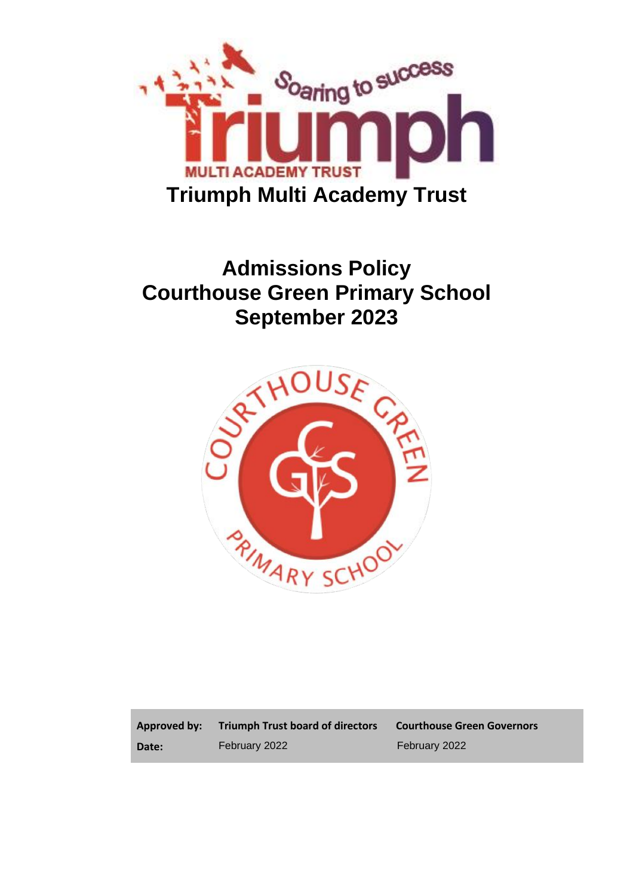# Triumph Multi Academy Trust

## Admissions Policy
## Courthouse Green Primary School
## September 2023

| Approved by: | Triumph Trust board of directors | Courthouse Green Governors |
|---|---|---|
| Date: | February 2022 | February 2022 |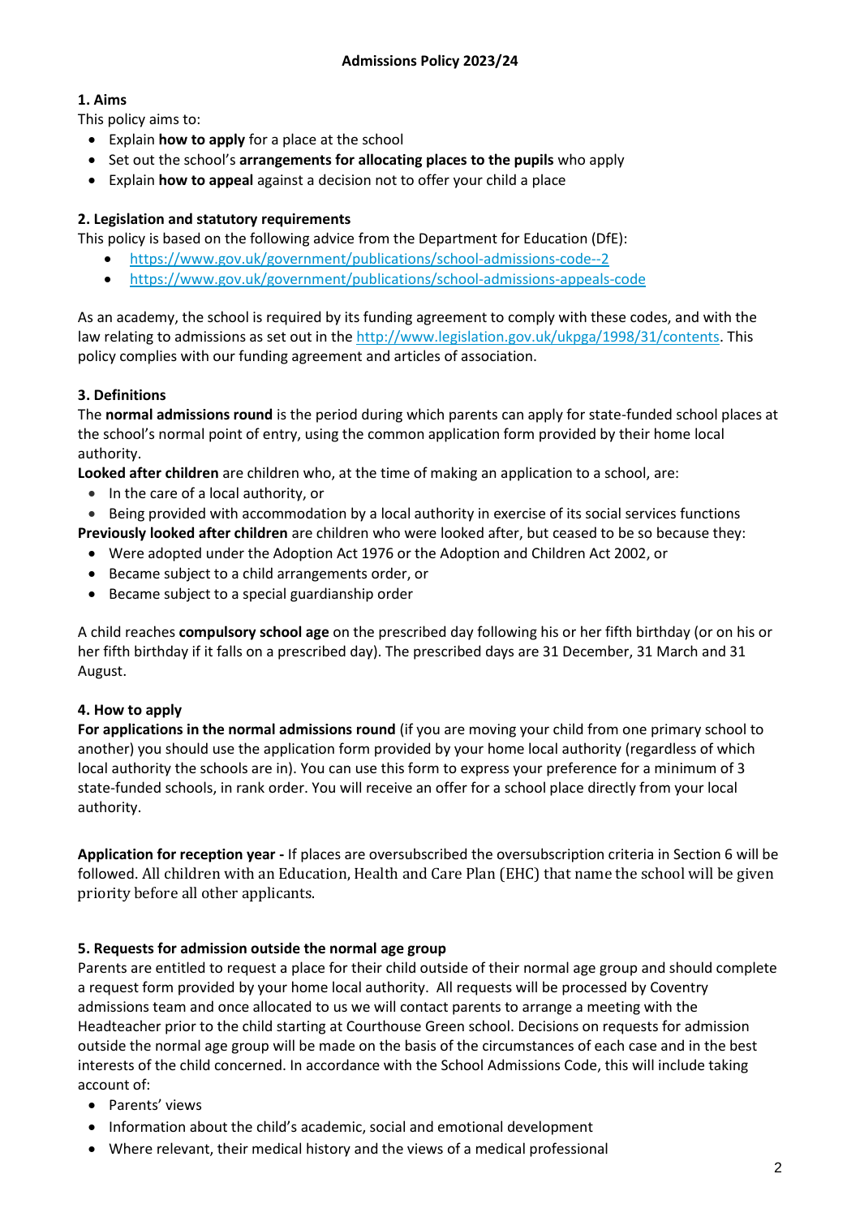# Admissions Policy 2023/24

## 1. Aims

This policy aims to:

- Explain **how to apply** for a place at the school
- Set out the school's **arrangements for allocating places to the pupils** who apply
- Explain **how to appeal** against a decision not to offer your child a place

## 2. Legislation and statutory requirements

This policy is based on the following advice from the Department for Education (DfE):

- https://www.gov.uk/government/publications/school-admissions-code--2
- https://www.gov.uk/government/publications/school-admissions-appeals-code

As an academy, the school is required by its funding agreement to comply with these codes, and with the law relating to admissions as set out in the http://www.legislation.gov.uk/ukpga/1998/31/contents. This policy complies with our funding agreement and articles of association.

## 3. Definitions

The **normal admissions round** is the period during which parents can apply for state-funded school places at the school's normal point of entry, using the common application form provided by their home local authority.

**Looked after children** are children who, at the time of making an application to a school, are:

- In the care of a local authority, or
- Being provided with accommodation by a local authority in exercise of its social services functions

**Previously looked after children** are children who were looked after, but ceased to be so because they:

- Were adopted under the Adoption Act 1976 or the Adoption and Children Act 2002, or
- Became subject to a child arrangements order, or
- Became subject to a special guardianship order

A child reaches **compulsory school age** on the prescribed day following his or her fifth birthday (or on his or her fifth birthday if it falls on a prescribed day). The prescribed days are 31 December, 31 March and 31 August.

## 4. How to apply

**For applications in the normal admissions round** (if you are moving your child from one primary school to another) you should use the application form provided by your home local authority (regardless of which local authority the schools are in). You can use this form to express your preference for a minimum of 3 state-funded schools, in rank order. You will receive an offer for a school place directly from your local authority.

**Application for reception year -** If places are oversubscribed the oversubscription criteria in Section 6 will be followed. All children with an Education, Health and Care Plan (EHC) that name the school will be given priority before all other applicants.

## 5. Requests for admission outside the normal age group

Parents are entitled to request a place for their child outside of their normal age group and should complete a request form provided by your home local authority. All requests will be processed by Coventry admissions team and once allocated to us we will contact parents to arrange a meeting with the Headteacher prior to the child starting at Courthouse Green school. Decisions on requests for admission outside the normal age group will be made on the basis of the circumstances of each case and in the best interests of the child concerned. In accordance with the School Admissions Code, this will include taking account of:

- Parents' views
- Information about the child's academic, social and emotional development
- Where relevant, their medical history and the views of a medical professional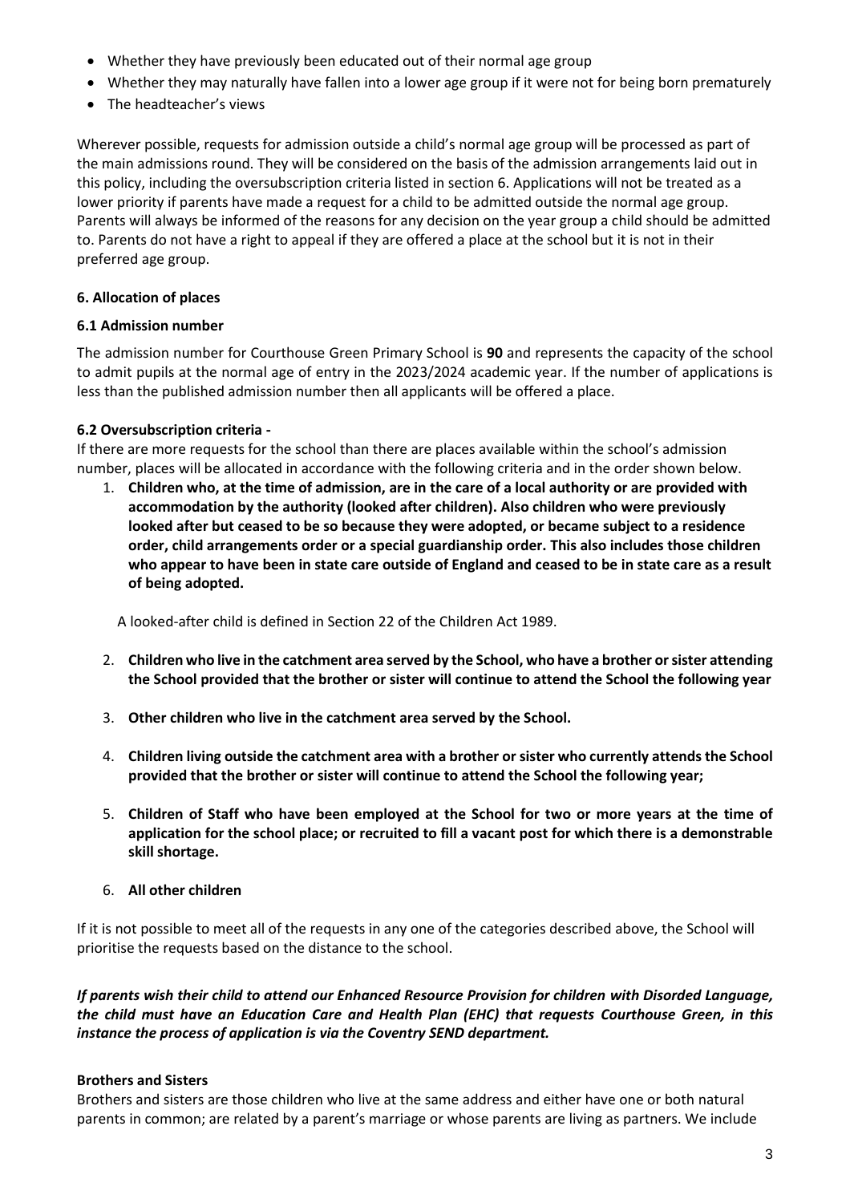- Whether they have previously been educated out of their normal age group
- Whether they may naturally have fallen into a lower age group if it were not for being born prematurely
- The headteacher's views

Wherever possible, requests for admission outside a child's normal age group will be processed as part of the main admissions round. They will be considered on the basis of the admission arrangements laid out in this policy, including the oversubscription criteria listed in section 6. Applications will not be treated as a lower priority if parents have made a request for a child to be admitted outside the normal age group. Parents will always be informed of the reasons for any decision on the year group a child should be admitted to. Parents do not have a right to appeal if they are offered a place at the school but it is not in their preferred age group.

### 6. Allocation of places

#### 6.1 Admission number

The admission number for Courthouse Green Primary School is **90** and represents the capacity of the school to admit pupils at the normal age of entry in the 2023/2024 academic year. If the number of applications is less than the published admission number then all applicants will be offered a place.

#### 6.2 Oversubscription criteria -

If there are more requests for the school than there are places available within the school's admission number, places will be allocated in accordance with the following criteria and in the order shown below.

1. **Children who, at the time of admission, are in the care of a local authority or are provided with accommodation by the authority (looked after children). Also children who were previously looked after but ceased to be so because they were adopted, or became subject to a residence order, child arrangements order or a special guardianship order. This also includes those children who appear to have been in state care outside of England and ceased to be in state care as a result of being adopted.**

   A looked-after child is defined in Section 22 of the Children Act 1989.

2. **Children who live in the catchment area served by the School, who have a brother or sister attending the School provided that the brother or sister will continue to attend the School the following year**

3. **Other children who live in the catchment area served by the School.**

4. **Children living outside the catchment area with a brother or sister who currently attends the School provided that the brother or sister will continue to attend the School the following year;**

5. **Children of Staff who have been employed at the School for two or more years at the time of application for the school place; or recruited to fill a vacant post for which there is a demonstrable skill shortage.**

6. **All other children**

If it is not possible to meet all of the requests in any one of the categories described above, the School will prioritise the requests based on the distance to the school.

***If parents wish their child to attend our Enhanced Resource Provision for children with Disorded Language, the child must have an Education Care and Health Plan (EHC) that requests Courthouse Green, in this instance the process of application is via the Coventry SEND department.***

**Brothers and Sisters**

Brothers and sisters are those children who live at the same address and either have one or both natural parents in common; are related by a parent's marriage or whose parents are living as partners. We include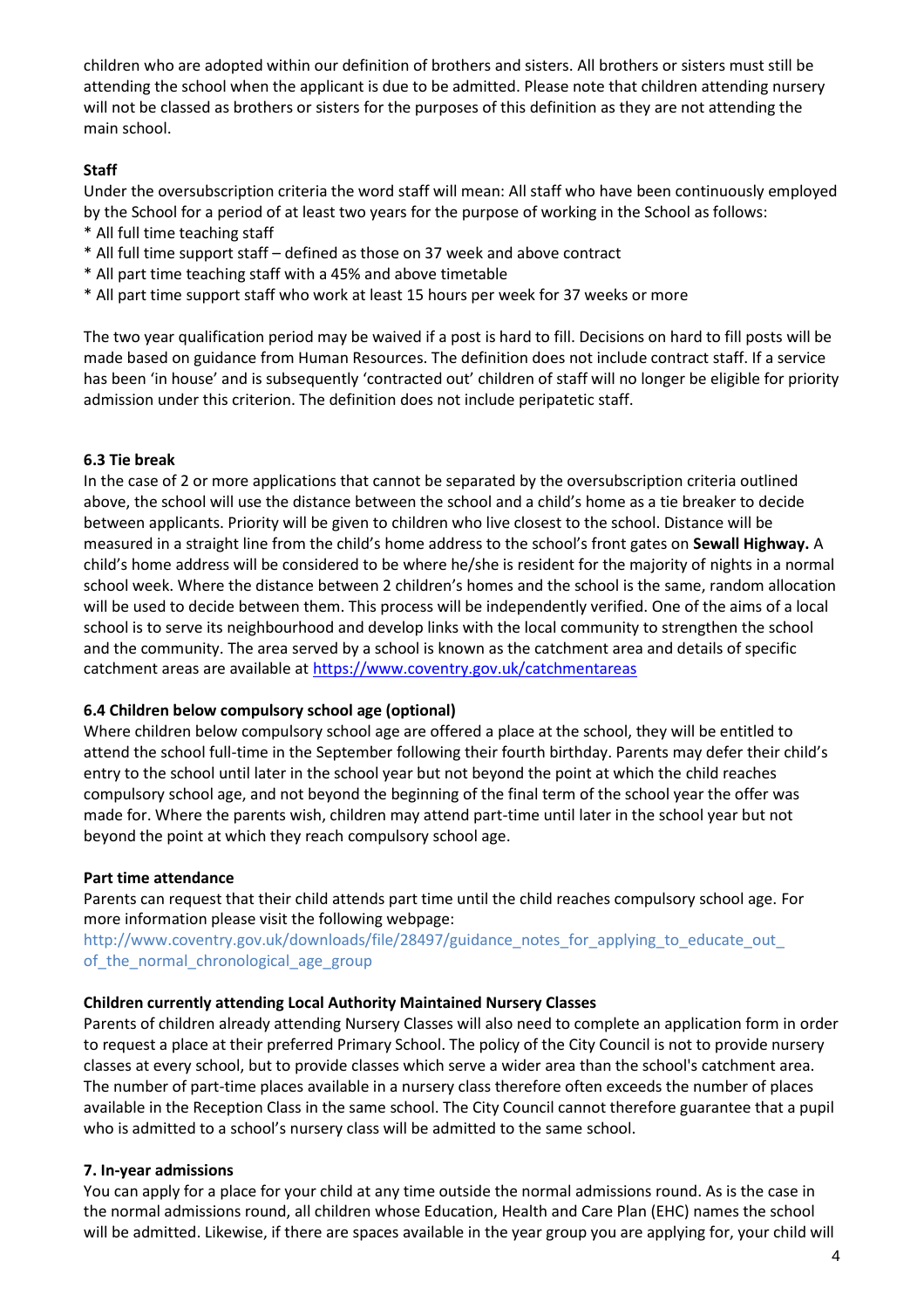children who are adopted within our definition of brothers and sisters. All brothers or sisters must still be attending the school when the applicant is due to be admitted. Please note that children attending nursery will not be classed as brothers or sisters for the purposes of this definition as they are not attending the main school.

**Staff**

Under the oversubscription criteria the word staff will mean: All staff who have been continuously employed by the School for a period of at least two years for the purpose of working in the School as follows:

* All full time teaching staff
* All full time support staff – defined as those on 37 week and above contract
* All part time teaching staff with a 45% and above timetable
* All part time support staff who work at least 15 hours per week for 37 weeks or more

The two year qualification period may be waived if a post is hard to fill. Decisions on hard to fill posts will be made based on guidance from Human Resources. The definition does not include contract staff. If a service has been 'in house' and is subsequently 'contracted out' children of staff will no longer be eligible for priority admission under this criterion. The definition does not include peripatetic staff.

### 6.3 Tie break

In the case of 2 or more applications that cannot be separated by the oversubscription criteria outlined above, the school will use the distance between the school and a child's home as a tie breaker to decide between applicants. Priority will be given to children who live closest to the school. Distance will be measured in a straight line from the child's home address to the school's front gates on **Sewall Highway.** A child's home address will be considered to be where he/she is resident for the majority of nights in a normal school week. Where the distance between 2 children's homes and the school is the same, random allocation will be used to decide between them. This process will be independently verified. One of the aims of a local school is to serve its neighbourhood and develop links with the local community to strengthen the school and the community. The area served by a school is known as the catchment area and details of specific catchment areas are available at https://www.coventry.gov.uk/catchmentareas

### 6.4 Children below compulsory school age (optional)

Where children below compulsory school age are offered a place at the school, they will be entitled to attend the school full-time in the September following their fourth birthday. Parents may defer their child's entry to the school until later in the school year but not beyond the point at which the child reaches compulsory school age, and not beyond the beginning of the final term of the school year the offer was made for. Where the parents wish, children may attend part-time until later in the school year but not beyond the point at which they reach compulsory school age.

**Part time attendance**

Parents can request that their child attends part time until the child reaches compulsory school age. For more information please visit the following webpage:
http://www.coventry.gov.uk/downloads/file/28497/guidance_notes_for_applying_to_educate_out_of_the_normal_chronological_age_group

**Children currently attending Local Authority Maintained Nursery Classes**

Parents of children already attending Nursery Classes will also need to complete an application form in order to request a place at their preferred Primary School. The policy of the City Council is not to provide nursery classes at every school, but to provide classes which serve a wider area than the school's catchment area. The number of part-time places available in a nursery class therefore often exceeds the number of places available in the Reception Class in the same school. The City Council cannot therefore guarantee that a pupil who is admitted to a school's nursery class will be admitted to the same school.

### 7. In-year admissions

You can apply for a place for your child at any time outside the normal admissions round. As is the case in the normal admissions round, all children whose Education, Health and Care Plan (EHC) names the school will be admitted. Likewise, if there are spaces available in the year group you are applying for, your child will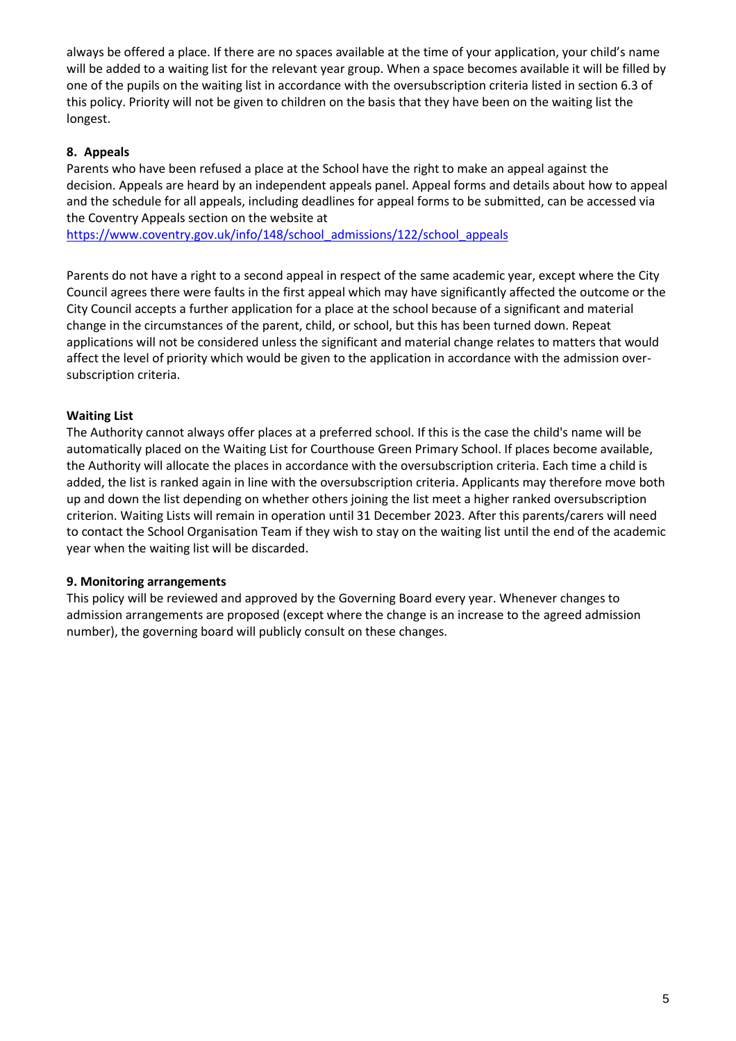always be offered a place. If there are no spaces available at the time of your application, your child's name will be added to a waiting list for the relevant year group. When a space becomes available it will be filled by one of the pupils on the waiting list in accordance with the oversubscription criteria listed in section 6.3 of this policy. Priority will not be given to children on the basis that they have been on the waiting list the longest.

## 8. Appeals

Parents who have been refused a place at the School have the right to make an appeal against the decision. Appeals are heard by an independent appeals panel. Appeal forms and details about how to appeal and the schedule for all appeals, including deadlines for appeal forms to be submitted, can be accessed via the Coventry Appeals section on the website at
https://www.coventry.gov.uk/info/148/school_admissions/122/school_appeals

Parents do not have a right to a second appeal in respect of the same academic year, except where the City Council agrees there were faults in the first appeal which may have significantly affected the outcome or the City Council accepts a further application for a place at the school because of a significant and material change in the circumstances of the parent, child, or school, but this has been turned down. Repeat applications will not be considered unless the significant and material change relates to matters that would affect the level of priority which would be given to the application in accordance with the admission over-subscription criteria.

### Waiting List

The Authority cannot always offer places at a preferred school. If this is the case the child's name will be automatically placed on the Waiting List for Courthouse Green Primary School. If places become available, the Authority will allocate the places in accordance with the oversubscription criteria. Each time a child is added, the list is ranked again in line with the oversubscription criteria. Applicants may therefore move both up and down the list depending on whether others joining the list meet a higher ranked oversubscription criterion. Waiting Lists will remain in operation until 31 December 2023. After this parents/carers will need to contact the School Organisation Team if they wish to stay on the waiting list until the end of the academic year when the waiting list will be discarded.

## 9. Monitoring arrangements

This policy will be reviewed and approved by the Governing Board every year. Whenever changes to admission arrangements are proposed (except where the change is an increase to the agreed admission number), the governing board will publicly consult on these changes.